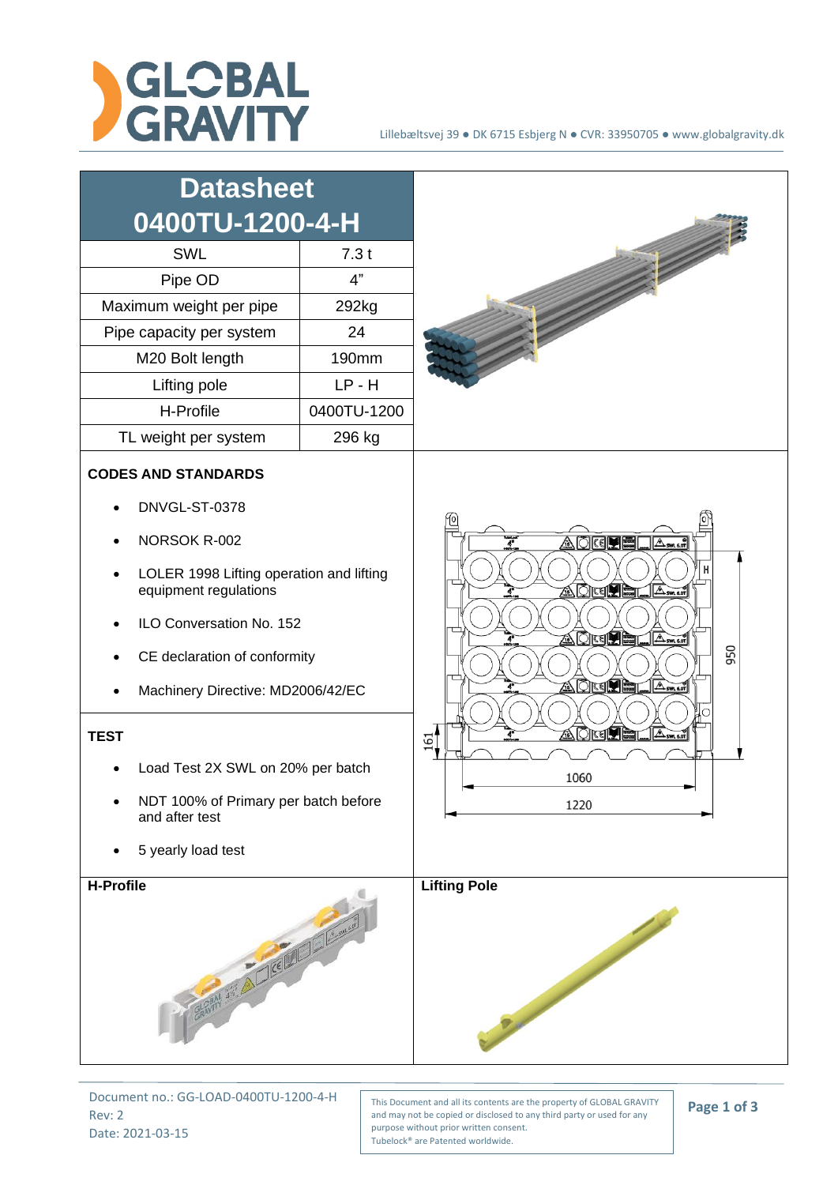# Datasheet 0400TU-1200-4-H

| SWL | 7.3 t |
|---|---|
| Pipe OD | 4" |
| Maximum weight per pipe | 292kg |
| Pipe capacity per system | 24 |
| M20 Bolt length | 190mm |
| Lifting pole | LP - H |
| H-Profile | 0400TU-1200 |
| TL weight per system | 296 kg |

**CODES AND STANDARDS**

- DNVGL-ST-0378
- NORSOK R-002
- LOLER 1998 Lifting operation and lifting equipment regulations
- ILO Conversation No. 152
- CE declaration of conformity
- Machinery Directive: MD2006/42/EC

**TEST**

- Load Test 2X SWL on 20% per batch
- NDT 100% of Primary per batch before and after test
- 5 yearly load test

**H-Profile**

**Lifting Pole**

Document no.: GG-LOAD-0400TU-1200-4-H
Rev: 2
Date: 2021-03-15

This Document and all its contents are the property of GLOBAL GRAVITY and may not be copied or disclosed to any third party or used for any purpose without prior written consent.
Tubelock® are Patented worldwide.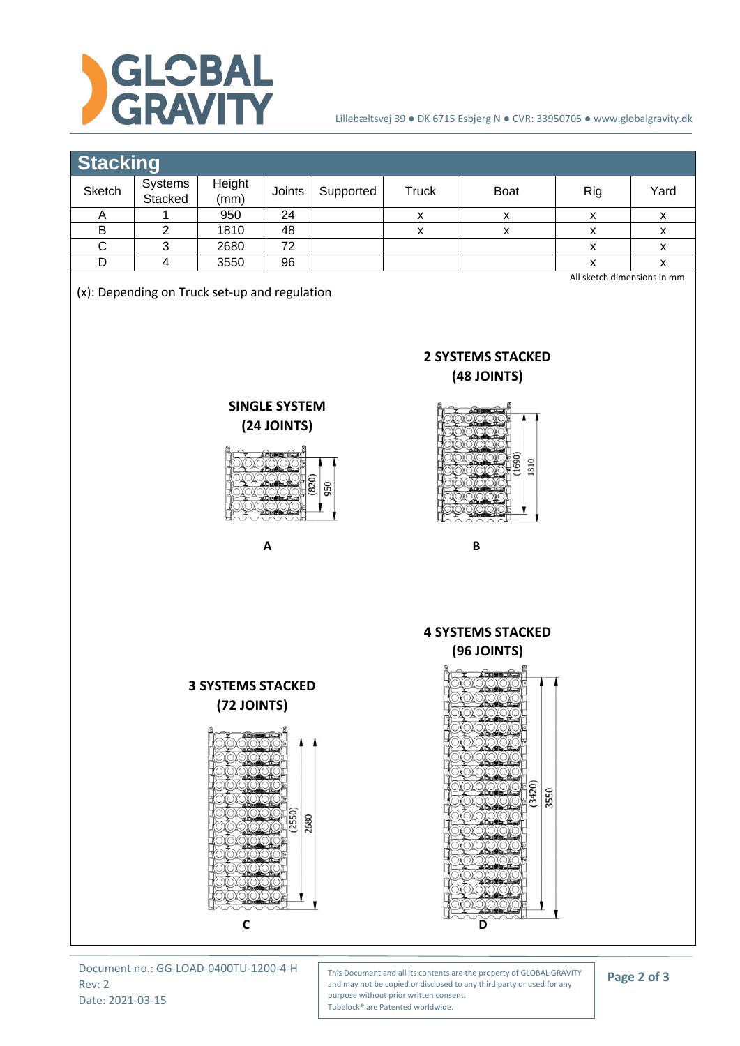## Stacking

| Sketch | Systems Stacked | Height (mm) | Joints | Supported | Truck | Boat | Rig | Yard |
|---|---|---|---|---|---|---|---|---|
| A | 1 | 950 | 24 | | x | x | x | x |
| B | 2 | 1810 | 48 | | x | x | x | x |
| C | 3 | 2680 | 72 | | | | x | x |
| D | 4 | 3550 | 96 | | | | x | x |

All sketch dimensions in mm

(x): Depending on Truck set-up and regulation

**SINGLE SYSTEM (24 JOINTS)**

(820) 950

**A**

**2 SYSTEMS STACKED (48 JOINTS)**

(1690) 1810

**B**

**3 SYSTEMS STACKED (72 JOINTS)**

(2550) 2680

**C**

**4 SYSTEMS STACKED (96 JOINTS)**

(3420) 3550

**D**

Document no.: GG-LOAD-0400TU-1200-4-H
Rev: 2
Date: 2021-03-15

This Document and all its contents are the property of GLOBAL GRAVITY and may not be copied or disclosed to any third party or used for any purpose without prior written consent.
Tubelock® are Patented worldwide.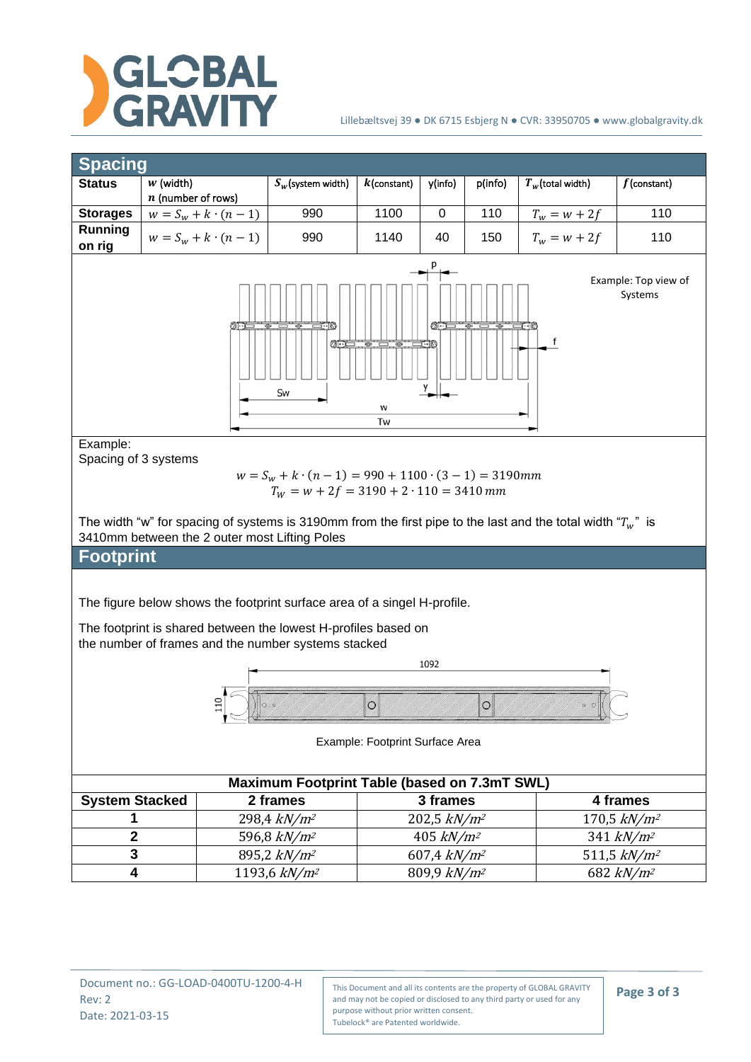## Spacing

| Status | $w$ (width) $n$ (number of rows) | $S_w$ (system width) | $k$ (constant) | y(info) | p(info) | $T_w$ (total width) | $f$ (constant) |
|---|---|---|---|---|---|---|---|
| **Storages** | $w = S_w + k \cdot (n-1)$ | 990 | 1100 | 0 | 110 | $T_w = w + 2f$ | 110 |
| **Running on rig** | $w = S_w + k \cdot (n-1)$ | 990 | 1140 | 40 | 150 | $T_w = w + 2f$ | 110 |

p

Example: Top view of Systems

f

Sw

y

w

Tw

Example:
Spacing of 3 systems

$$w = S_w + k \cdot (n-1) = 990 + 1100 \cdot (3-1) = 3190mm$$
$$T_W = w + 2f = 3190 + 2 \cdot 110 = 3410\,mm$$

The width "w" for spacing of systems is 3190mm from the first pipe to the last and the total width "$T_w$" is 3410mm between the 2 outer most Lifting Poles

## Footprint

The figure below shows the footprint surface area of a singel H-profile.

The footprint is shared between the lowest H-profiles based on the number of frames and the number systems stacked

1092

110

Example: Footprint Surface Area

**Maximum Footprint Table (based on 7.3mT SWL)**

| System Stacked | 2 frames | 3 frames | 4 frames |
|---|---|---|---|
| **1** | 298,4 $kN/m^2$ | 202,5 $kN/m^2$ | 170,5 $kN/m^2$ |
| **2** | 596,8 $kN/m^2$ | 405 $kN/m^2$ | 341 $kN/m^2$ |
| **3** | 895,2 $kN/m^2$ | 607,4 $kN/m^2$ | 511,5 $kN/m^2$ |
| **4** | 1193,6 $kN/m^2$ | 809,9 $kN/m^2$ | 682 $kN/m^2$ |